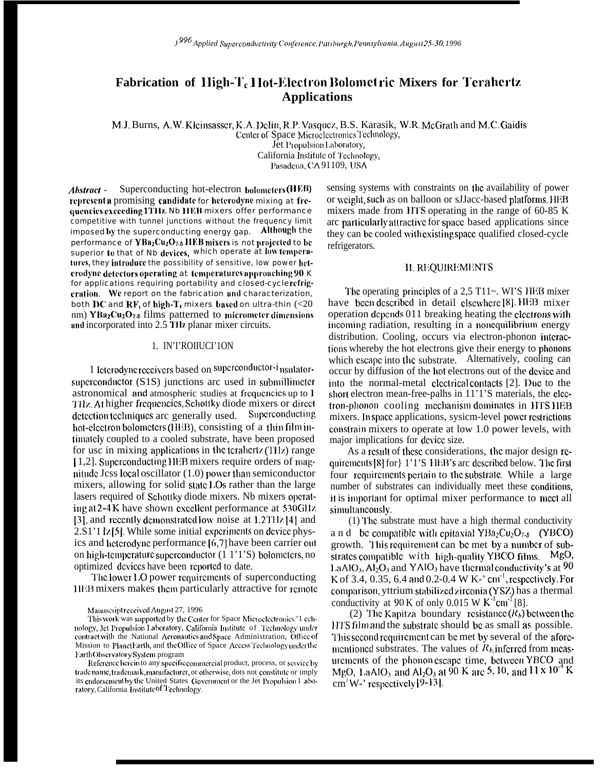# Fabrication of High-$T_c$ Hot-Electron Bolometric Mixers for Terahertz Applications

M.J. Burns, A.W. Kleinsasser, K.A. Delin, R.P. Vasquez, B.S. Karasik, W.R. McGrath and M.C. Gaidis
Center of Space Microelectronics Technology,
Jet Propulsion Laboratory,
California Institute of Technology,
Pasadena, CA 91109, USA

***Abstract*** - Superconducting hot-electron bolometers (HEB) represent a promising candidate for heterodyne mixing at frequencies exceeding 1 THz. Nb HEB mixers offer performance competitive with tunnel junctions without the frequency limit imposed by the superconducting energy gap. Although the performance of $YBa_2Cu_2O_{7-\delta}$ HEB mixers is not projected to be superior to that of Nb devices, which operate at low temperatures, they introduce the possibility of sensitive, low power heterodyne detectors operating at temperatures approaching 90 K for applications requiring portability and closed-cycle refrigeration. We report on the fabrication and characterization, both DC and RF, of high-$T_c$ mixers based on ultra-thin (<20 nm) $YBa_2Cu_2O_{7-\delta}$ films patterned to micrometer dimensions and incorporated into 2.5 THz planar mixer circuits.

## I. INTRODUCTION

Heterodyne receivers based on superconductor-insulator-superconductor (SIS) junctions are used in submillimeter astronomical and atmospheric studies at frequencies up to 1 THz. At higher frequencies, Schottky diode mixers or direct detection techniques are generally used. Superconducting hot-electron bolometers (HEB), consisting of a thin film intimately coupled to a cooled substrate, have been proposed for use in mixing applications in the terahertz (THz) range [1,2]. Superconducting HEB mixers require orders of magnitude less local oscillator (LO) power than semiconductor mixers, allowing for solid state LOs rather than the large lasers required of Schottky diode mixers. Nb mixers operating at 2-4 K have shown excellent performance at 530 GHz [3], and recently demonstrated low noise at 1.2 THz [4] and 2.5 THz [5]. While some initial experiments on device physics and heterodyne performance [6,7] have been carried out on high-temperature superconductor (HTS) bolometers, no optimized devices have been reported to date.

The lower LO power requirements of superconducting HEB mixers makes them particularly attractive for remote sensing systems with constraints on the availability of power or weight, such as on balloon or space-based platforms. HEB mixers made from HTS operating in the range of 60-85 K are particularly attractive for space based applications since they can be cooled with existing space qualified closed-cycle refrigerators.

## II. REQUIREMENTS

The operating principles of a 2.5 THz HTS HEB mixer have been described in detail elsewhere [8]. HEB mixer operation depends on breaking heating the electrons with incoming radiation, resulting in a nonequilibrium energy distribution. Cooling, occurs via electron-phonon interactions whereby the hot electrons give their energy to phonons which escape into the substrate. Alternatively, cooling can occur by diffusion of the hot electrons out of the device and into the normal-metal electrical contacts [2]. Due to the short electron mean-free-paths in HTS materials, the electron-phonon cooling mechanism dominates in HTS HEB mixers. In space applications, system-level power restrictions constrain mixers to operate at low LO power levels, with major implications for device size.

As a result of these considerations, the major design requirements [8] for HTS HEB's are described below. The first four requirements pertain to the substrate. While a large number of substrates can individually meet these conditions, it is important for optimal mixer performance to meet all simultaneously.

(1) The substrate must have a high thermal conductivity and be compatible with epitaxial $YBa_2Cu_2O_{7-\delta}$ (YBCO) growth. This requirement can be met by a number of substrates compatible with high-quality YBCO films. MgO, $LaAlO_3$, $Al_2O_3$ and $YAlO_3$ have thermal conductivity's at 90 K of 3.4, 0.35, 6.4 and 0.2-0.4 W $K^{-1}$ $cm^{-1}$, respectively. For comparison, yttrium stabilized zirconia (YSZ) has a thermal conductivity at 90 K of only 0.015 W $K^{-1}cm^{-1}$ [8].

(2) The Kapitza boundary resistance ($R_b$) between the HTS film and the substrate should be as small as possible. This second requirement can be met by several of the aforementioned substrates. The values of $R_b$ inferred from measurements of the phonon escape time, between YBCO and MgO, $LaAlO_3$ and $Al_2O_3$ at 90 K are 5, 10, and $11 \times 10^{-4}$ K $cm^2$ $W^{-1}$ respectively [9-13].

Manuscript received August 27, 1996

This work was supported by the Center for Space Microelectronics Technology, Jet Propulsion Laboratory, California Institute of Technology under contract with the National Aeronautics and Space Administration, Office of Mission to Planet Earth, and the Office of Space Access Technology under the Earth Observatory System program

Reference herein to any specific commercial product, process, or service by trade name, trademark, manufacturer, or otherwise, does not constitute or imply its endorsement by the United States Government or the Jet Propulsion Laboratory, California Institute of Technology.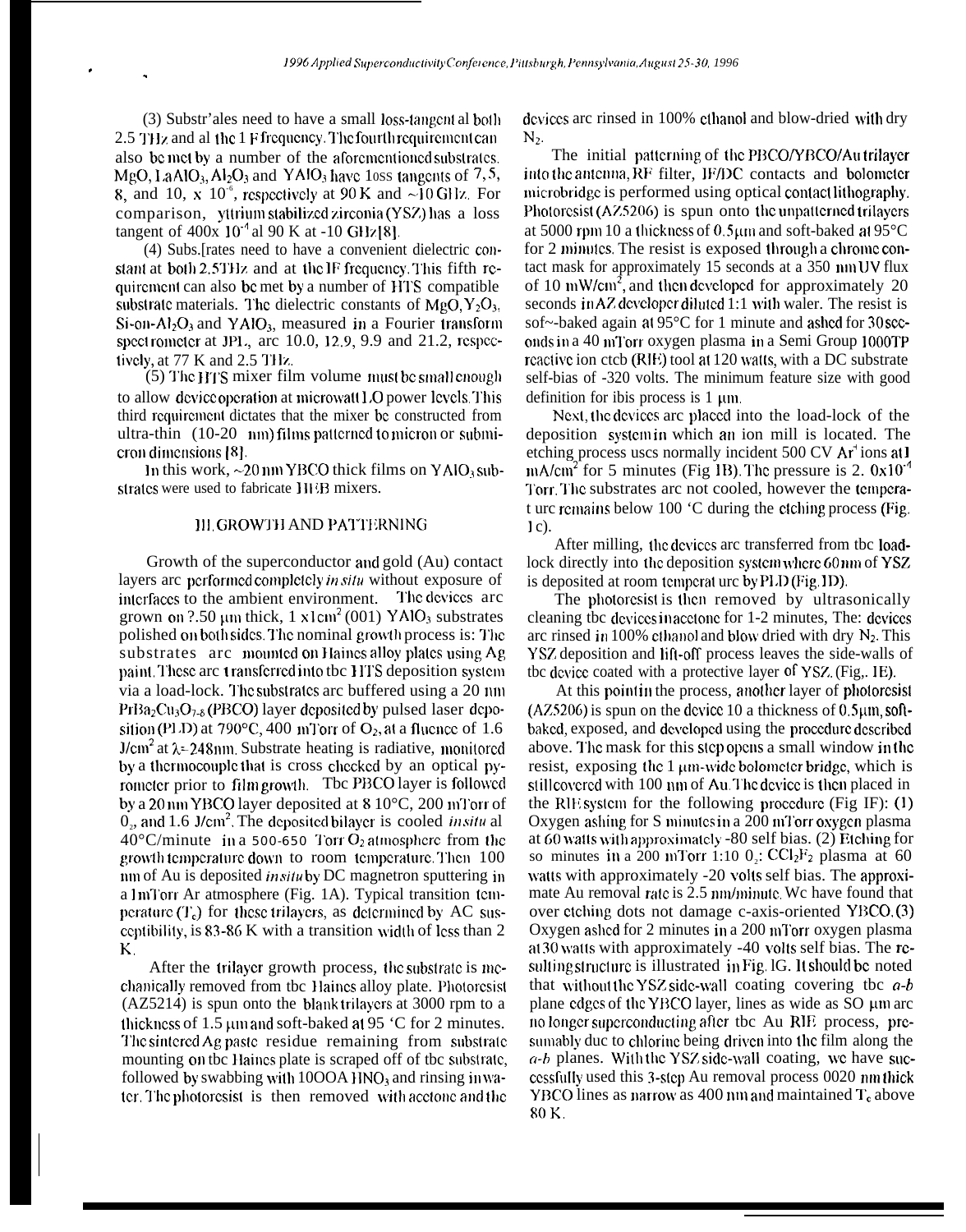(3) Substr'ales need to have a small loss-tangent al both 2.5 THz and al the 1 F frequency. The fourth requirement can also be met by a number of the aforementioned substrates. MgO, $LaAlO_3$, $Al_2O_3$ and $YAlO_3$ have loss tangents of 7, 5, 8, and 10, x $10^{-6}$, respectively at 90 K and ~10 GHz. For comparison, yttrium stabilized zirconia (YSZ) has a loss tangent of 400x $10^{-4}$ al 90 K at -10 GHz [8].

(4) Subs.[rates need to have a convenient dielectric constant at both 2.5THz and at the IF frequency. This fifth requirement can also be met by a number of HTS compatible substrate materials. The dielectric constants of MgO, $Y_2O_3$, Si-on-$Al_2O_3$ and $YAlO_3$, measured in a Fourier transform spectrometer at JPL, arc 10.0, 12.9, 9.9 and 21.2, respectively, at 77 K and 2.5 THz.

(5) The HTS mixer film volume must be small enough to allow device operation at microwatt LO power levels. This third requirement dictates that the mixer be constructed from ultra-thin (10-20 nm) films patterned to micron or submicron dimensions [8].

In this work, ~20 nm YBCO thick films on $YAlO_3$ substrates were used to fabricate HEB mixers.

## III. GROWTH AND PATTERNING

Growth of the superconductor and gold (Au) contact layers arc performed completely *in situ* without exposure of interfaces to the ambient environment. The devices arc grown on ?.50 μm thick, 1 x1cm$^2$ (001) $YAlO_3$ substrates polished on both sides. The nominal growth process is: The substrates arc mounted on Haines alloy plates using Ag paint. These arc transferred into tbc HTS deposition system via a load-lock. The substrates arc buffered using a 20 nm $PrBa_2Cu_3O_{7-\delta}$ (PBCO) layer deposited by pulsed laser deposition (PLD) at 790°C, 400 mTorr of $O_2$, at a fluence of 1.6 J/cm$^2$ at $\lambda$=248nm. Substrate heating is radiative, monitored by a thermocouple that is cross checked by an optical pyrometer prior to film growth. Tbc PBCO layer is followed by a 20 nm YBCO layer deposited at 8 10°C, 200 mTorr of $O_2$, and 1.6 J/cm$^2$. The deposited bilayer is cooled *in situ* al 40°C/minute in a 500-650 Torr $O_2$ atmosphere from the growth temperature down to room temperature. Then 100 nm of Au is deposited *in situ* by DC magnetron sputtering in a 1mTorr Ar atmosphere (Fig. 1A). Typical transition temperature ($T_c$) for these trilayers, as determined by AC susceptibility, is 83-86 K with a transition width of less than 2 K.

After the trilayer growth process, the substrate is mechanically removed from tbc Haines alloy plate. Photoresist (AZ5214) is spun onto the blank trilayers at 3000 rpm to a thickness of 1.5 μm and soft-baked at 95 'C for 2 minutes. The sintered Ag paste residue remaining from substrate mounting on tbc Haines plate is scraped off of tbc substrate, followed by swabbing with 10OOA $HNO_3$ and rinsing in water. The photoresist is then removed with acetone and the devices arc rinsed in 100% ethanol and blow-dried with dry $N_2$.

The initial patterning of the PBCO/YBCO/Au trilayer into the antenna, RF filter, IF/DC contacts and bolometer microbridge is performed using optical contact lithography. Photoresist (AZ5206) is spun onto the unpatterned trilayers at 5000 rpm 10 a thickness of 0.5μm and soft-baked at 95°C for 2 minutes. The resist is exposed through a chrome contact mask for approximately 15 seconds at a 350 nm UV flux of 10 mW/cm$^2$, and then developed for approximately 20 seconds in AZ developer diluted 1:1 with waler. The resist is sof~-baked again at 95°C for 1 minute and ashed for 30 seconds in a 40 mTorr oxygen plasma in a Semi Group 1000TP reactive ion etcb (RIE) tool at 120 watts, with a DC substrate self-bias of -320 volts. The minimum feature size with good definition for ibis process is 1 μm.

Next, the devices arc placed into the load-lock of the deposition system in which an ion mill is located. The etching process uses normally incident 500 CV $Ar^+$ ions at 1 mA/cm$^2$ for 5 minutes (Fig 1B). The pressure is 2. 0x$10^{-4}$ Torr. The substrates arc not cooled, however the temperature remains below 100 'C during the etching process (Fig. 1c).

After milling, the devices arc transferred from tbc load-lock directly into the deposition system where 60 nm of YSZ is deposited at room temperature by PLD (Fig. 1D).

The photoresist is then removed by ultrasonically cleaning tbc devices in acetone for 1-2 minutes, The: devices arc rinsed in 100% ethanol and blow dried with dry $N_2$. This YSZ deposition and lift-off process leaves the side-walls of tbc device coated with a protective layer of YSZ. (Fig,. 1E).

At this point in the process, another layer of photoresist (AZ5206) is spun on the device 10 a thickness of 0.5μm, soft-baked, exposed, and developed using the procedure described above. The mask for this step opens a small window in the resist, exposing the 1 μm-wide bolometer bridge, which is still covered with 100 nm of Au. The device is then placed in the RIE system for the following procedure (Fig IF): (1) Oxygen ashing for S minutes in a 200 mTorr oxygen plasma at 60 watts with approximately -80 self bias. (2) Etching for so minutes in a 200 mTorr 1:10 $O_2$: $CCl_2F_2$ plasma at 60 watts with approximately -20 volts self bias. The approximate Au removal rate is 2.5 nm/minute. We have found that over etching dots not damage c-axis-oriented YBCO. (3) Oxygen ashed for 2 minutes in a 200 mTorr oxygen plasma at 30 watts with approximately -40 volts self bias. The resulting structure is illustrated in Fig. 1G. It should be noted that without the YSZ side-wall coating covering tbc *a-b* plane edges of the YBCO layer, lines as wide as SO μm arc no longer superconducting after tbc Au RIE process, presumably duc to chlorine being driven into the film along the *a-b* planes. With the YSZ side-wall coating, we have successfully used this 3-step Au removal process 0020 nm thick YBCO lines as narrow as 400 nm and maintained $T_c$ above 80 K.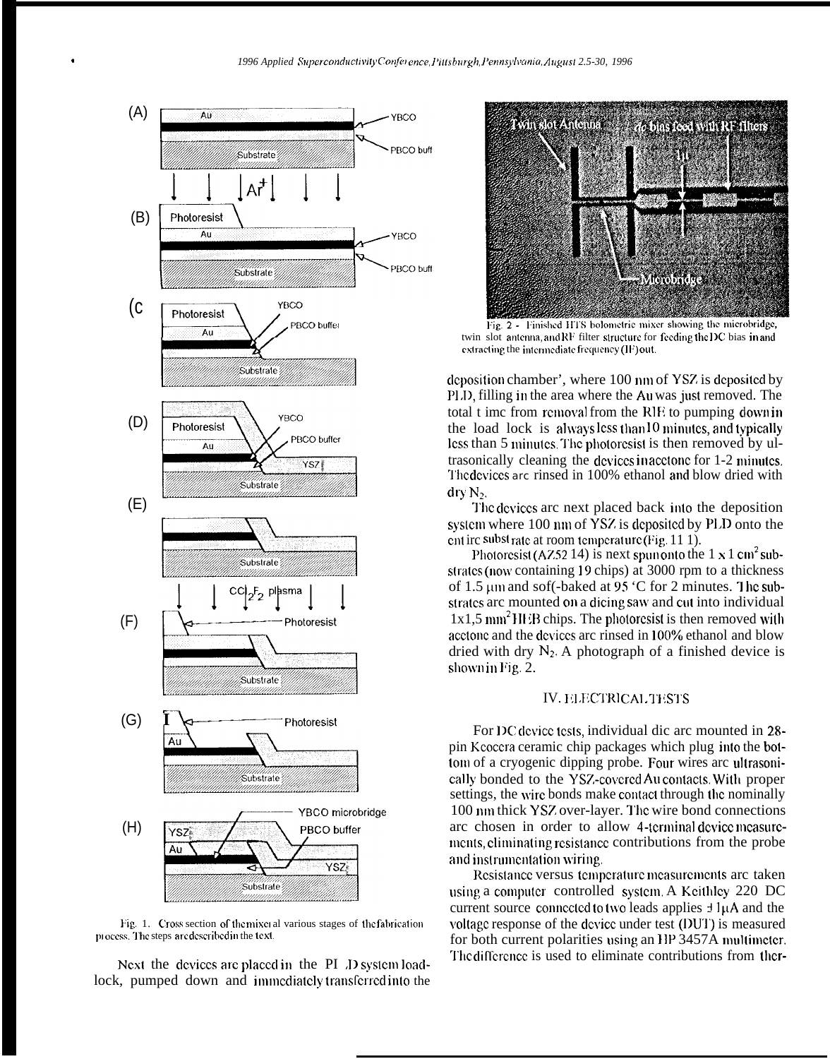Fig. 1. Cross section of the mixer at various stages of the fabrication process. The steps are described in the text.

Next the devices are placed in the PLD system load-lock, pumped down and immediately transferred into the deposition chamber', where 100 nm of YSZ is deposited by PLD, filling in the area where the Au was just removed. The total time from removal from the RIE to pumping down in the load lock is always less than 10 minutes, and typically less than 5 minutes. The photoresist is then removed by ultrasonically cleaning the devices in acetone for 1-2 minutes. The devices are rinsed in 100% ethanol and blow dried with dry $N_2$.

The devices are next placed back into the deposition system where 100 nm of YSZ is deposited by PLD onto the entire substrate at room temperature (Fig. 1H).

Photoresist (AZ5214) is next spun onto the 1 x 1 $cm^2$ substrates (now containing 19 chips) at 3000 rpm to a thickness of 1.5 μm and soft-baked at 95 °C for 2 minutes. The substrates are mounted on a dicing saw and cut into individual 1x1.5 $mm^2$ HEB chips. The photoresist is then removed with acetone and the devices are rinsed in 100% ethanol and blow dried with dry $N_2$. A photograph of a finished device is shown in Fig. 2.

Fig. 2 - Finished HTS bolometric mixer showing the microbridge, twin slot antenna, and RF filter structure for feeding the DC bias in and extracting the intermediate frequency (IF) out.

## IV. ELECTRICAL TESTS

For DC device tests, individual die are mounted in 28-pin Kyocera ceramic chip packages which plug into the bottom of a cryogenic dipping probe. Four wires are ultrasonically bonded to the YSZ-covered Au contacts. With proper settings, the wire bonds make contact through the nominally 100 nm thick YSZ over-layer. The wire bond connections are chosen in order to allow 4-terminal device measurements, eliminating resistance contributions from the probe and instrumentation wiring.

Resistance versus temperature measurements are taken using a computer controlled system. A Keithley 220 DC current source connected to two leads applies ±1μA and the voltage response of the device under test (DUT) is measured for both current polarities using an HP 3457A multimeter. The difference is used to eliminate contributions from ther-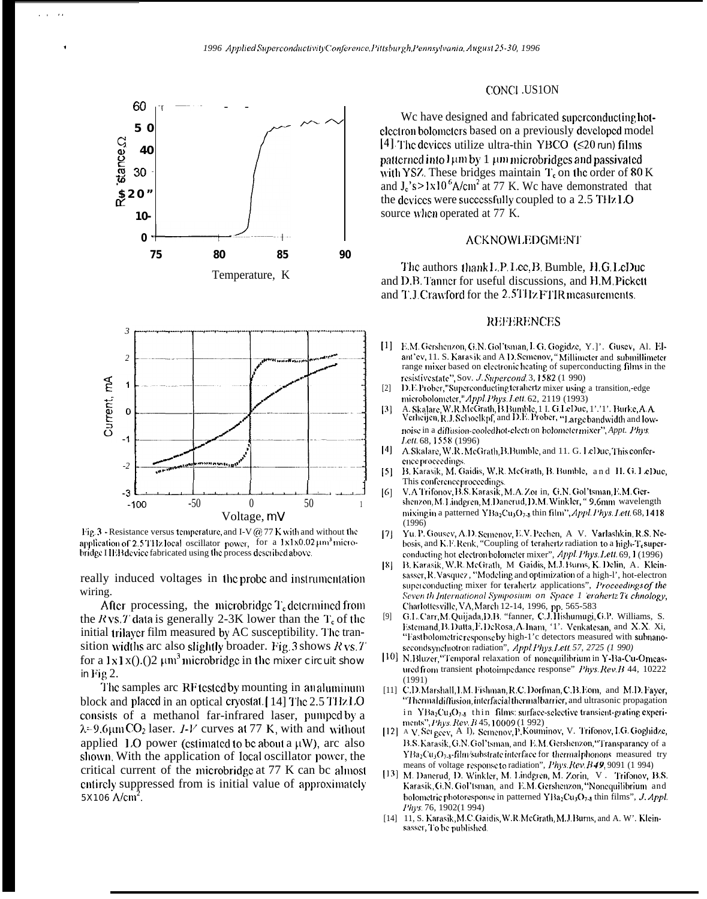60
50
40
30
20
10
0
Resistance, Ω
75
80
85
90
Temperature, K

3
2
1
0
-1
-2
-3
Current, mA
-100
-50
0
50
1
Voltage, mV

Fig. 3 - Resistance versus temperature, and I-V @ 77 K with and without the application of 2.5 THz local oscillator power, for a 1x1x0.02 $\mu m^3$ microbridge HEB device fabricated using the process described above.

really induced voltages in the probe and instrumentation wiring.

After processing, the microbridge $T_c$ determined from the $R$ vs. $T$ data is generally 2-3K lower than the $T_c$ of the initial trilayer film measured by AC susceptibility. The transition widths are also slightly broader. Fig. 3 shows $R$ vs. $T$ for a 1x1x0.02 $\mu m^3$ microbridge in the mixer circuit show in Fig 2.

The samples are RF tested by mounting in an aluminum block and placed in an optical cryostat.[14] The 2.5 THz LO consists of a methanol far-infrared laser, pumped by a $\lambda$=9.6$\mu$m $CO_2$ laser. *I-V* curves at 77 K, with and without applied LO power (estimated to be about a $\mu$W), are also shown. With the application of local oscillator power, the critical current of the microbridge at 77 K can be almost entirely suppressed from is initial value of approximately 5X106 A/cm$^2$.

## CONCLUSION

We have designed and fabricated superconducting hot-electron bolometers based on a previously developed model [4]. The devices utilize ultra-thin YBCO (≤20 nm) films patterned into 1 $\mu$m by 1 $\mu$m microbridges and passivated with YSZ. These bridges maintain $T_c$ on the order of 80 K and $J_c$'s>1x10$^6$A/cm$^2$ at 77 K. We have demonstrated that the devices were successfully coupled to a 2.5 THz LO source when operated at 77 K.

## ACKNOWLEDGMENT

The authors thank L.P. Lee, B. Bumble, H.G. LeDuc and D.B. Tanner for useful discussions, and H.M. Pickett and T.J. Crawford for the 2.5THz FTIR measurements.

## REFERENCES

[1] E.M. Gershenzon, G.N. Gol'tsman, I. G. Gogidze, Y.P. Gusev, Al. Elant'ev, B. S. Karasik and A.D. Semenov, "Millimeter and submillimeter range mixer based on electronic heating of superconducting films in the resistive state", Sov. *J. Supercond.* 3, 1582 (1990)

[2] D.E. Prober, "Superconducting terahertz mixer using a transition-edge microbolometer," *Appl. Phys. Lett.* 62, 2119 (1993)

[3] A. Skalare, W.R. McGrath, B. Bumble, H. G. LeDuc, P.J. Burke, A.A. Verheijen, R.J. Schoelkopf, and D.E. Prober, "Large bandwidth and low-noise in a diffusion-cooled hot-electron bolometer mixer", *Appl. Phys. Lett.* 68, 1558 (1996)

[4] A. Skalare, W.R. McGrath, B. Bumble, and H. G. LeDuc, This conference proceedings.

[5] B. Karasik, M. Gaidis, W.R. McGrath, B. Bumble, and H. G. LeDuc, This conference proceedings.

[6] V.A Trifonov, B.S. Karasik, M.A. Zorin, G.N. Gol'tsman, E.M. Gershenzon, M. Lindgren, M. Danerud, D.M. Winkler, "9.6mm wavelength mixing in a patterned $YBa_2Cu_3O_{7-\delta}$ thin film", *Appl. Phys. Lett.* 68, 1418 (1996)

[7] Yu. P. Gousev, A.D. Semenov, E.V. Pechen, A V. Varlashkin, R.S. Nebosis, and K.F. Renk, "Coupling of terahertz radiation to a high-$T_c$ superconducting hot electron bolometer mixer", *Appl. Phys. Lett.* 69, 1 (1996)

[8] B. Karasik, W.R. McGrath, M Gaidis, M.J. Burns, K. Delin, A. Kleinsasser, R. Vasquez, "Modeling and optimization of a high-T, hot-electron superconducting mixer for terahertz applications", *Proceedings of the Seventh International Symposium on Space Terahertz Technology*, Charlottesville, VA, March 12-14, 1996, pp. 565-583

[9] G.L. Carr, M. Quijada, D.B. Tanner, C.J. Hishumugi, G.P. Williams, S. Estemand, B. Dutta, F. DeRosa, A. Inam, T. Venkatesan, and X.X. Xi, "Fast bolometric response by high-Tc detectors measured with subnanosecond synchrotron radiation", *Appl. Phys. Lett.* 57, 2725 (1990)

[10] N. Bluzer, "Temporal relaxation of nonequilibrium in Y-Ba-Cu-O measured from transient photoimpedance response" *Phys. Rev. B* 44, 10222 (1991)

[11] C.D. Marshall, I.M. Fishman, R.C. Dorfman, C.B. Eom, and M.D. Fayer, "Thermal diffusion, interfacial thermal barrier, and ultrasonic propagation in $YBa_2Cu_3O_{7-\delta}$ thin films: surface-selective transient-grating experiments", *Phys. Rev. B* 45, 10009 (1992)

[12] A V. Sergeev, A D. Semenov, P. Kouminov, V. Trifonov, I.G. Goghidze, B.S. Karasik, G.N. Gol'tsman, and E.M. Gershenzon, "Transparancy of a $YBa_2Cu_3O_{7-\delta}$-film/substrate interface for thermal phonons measured try means of voltage response to radiation", *Phys. Rev. B* 49, 9091 (1994)

[13] M. Danerud, D. Winkler, M. Lindgren, M. Zorin, V. Trifonov, B.S. Karasik, G.N. Gol'tsman, and E.M. Gershenzon, "Nonequilibrium and bolometric photoresponse in patterned $YBa_2Cu_3O_{7-\delta}$ thin films", *J. Appl. Phys.* 76, 1902 (1994)

[14] B. S. Karasik, M.C. Gaidis, W.R. McGrath, M.J. Burns, and A. W. Kleinsasser, To be published.